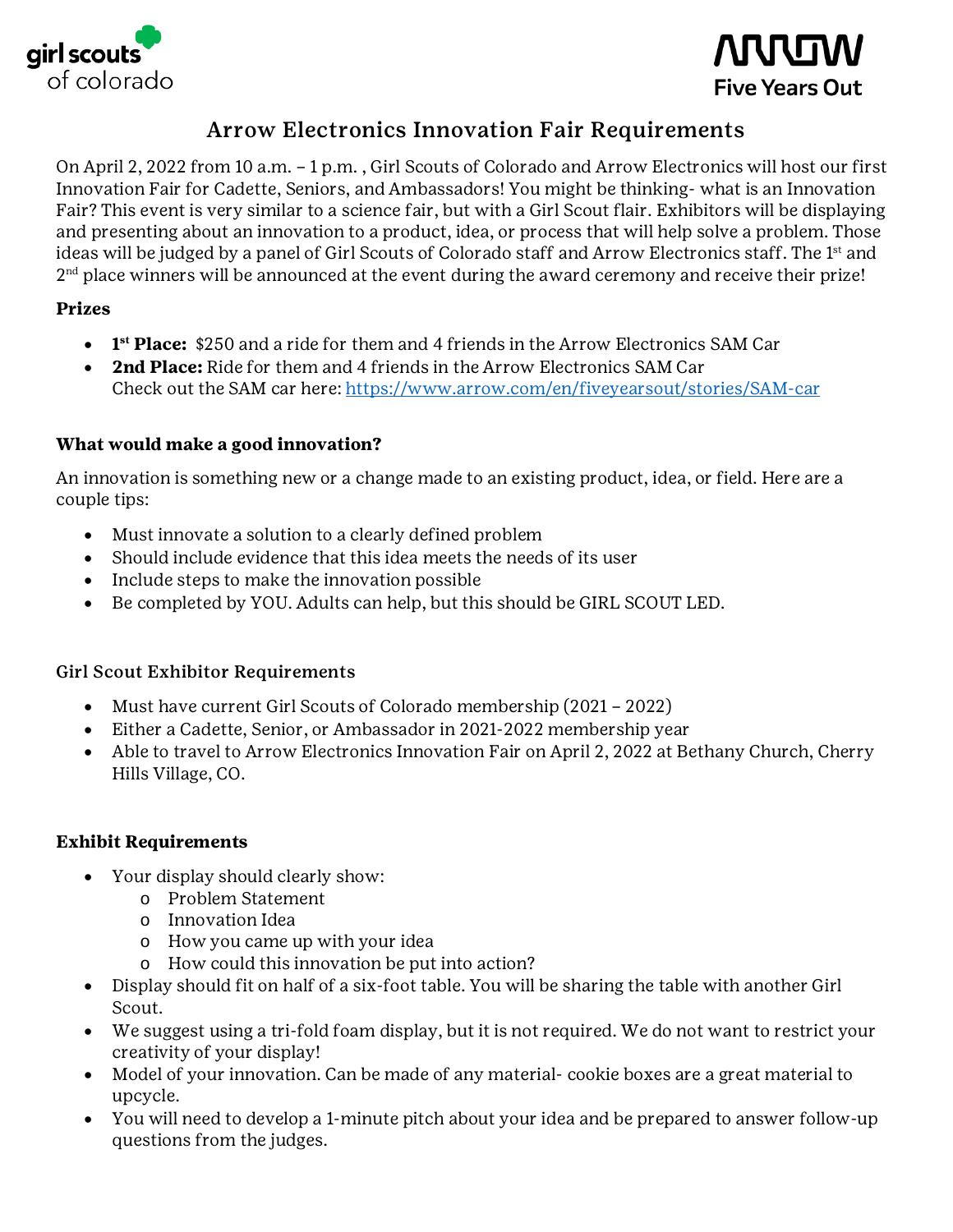girl scouts of colorado

ARROW Five Years Out

# Arrow Electronics Innovation Fair Requirements

On April 2, 2022 from 10 a.m. – 1 p.m. , Girl Scouts of Colorado and Arrow Electronics will host our first Innovation Fair for Cadette, Seniors, and Ambassadors! You might be thinking- what is an Innovation Fair? This event is very similar to a science fair, but with a Girl Scout flair. Exhibitors will be displaying and presenting about an innovation to a product, idea, or process that will help solve a problem. Those ideas will be judged by a panel of Girl Scouts of Colorado staff and Arrow Electronics staff. The 1st and 2nd place winners will be announced at the event during the award ceremony and receive their prize!

**Prizes**

- **1st Place:** $250 and a ride for them and 4 friends in the Arrow Electronics SAM Car
- **2nd Place:** Ride for them and 4 friends in the Arrow Electronics SAM Car
  Check out the SAM car here: https://www.arrow.com/en/fiveyearsout/stories/SAM-car

**What would make a good innovation?**

An innovation is something new or a change made to an existing product, idea, or field. Here are a couple tips:

- Must innovate a solution to a clearly defined problem
- Should include evidence that this idea meets the needs of its user
- Include steps to make the innovation possible
- Be completed by YOU. Adults can help, but this should be GIRL SCOUT LED.

**Girl Scout Exhibitor Requirements**

- Must have current Girl Scouts of Colorado membership (2021 – 2022)
- Either a Cadette, Senior, or Ambassador in 2021-2022 membership year
- Able to travel to Arrow Electronics Innovation Fair on April 2, 2022 at Bethany Church, Cherry Hills Village, CO.

**Exhibit Requirements**

- Your display should clearly show:
  - Problem Statement
  - Innovation Idea
  - How you came up with your idea
  - How could this innovation be put into action?
- Display should fit on half of a six-foot table. You will be sharing the table with another Girl Scout.
- We suggest using a tri-fold foam display, but it is not required. We do not want to restrict your creativity of your display!
- Model of your innovation. Can be made of any material- cookie boxes are a great material to upcycle.
- You will need to develop a 1-minute pitch about your idea and be prepared to answer follow-up questions from the judges.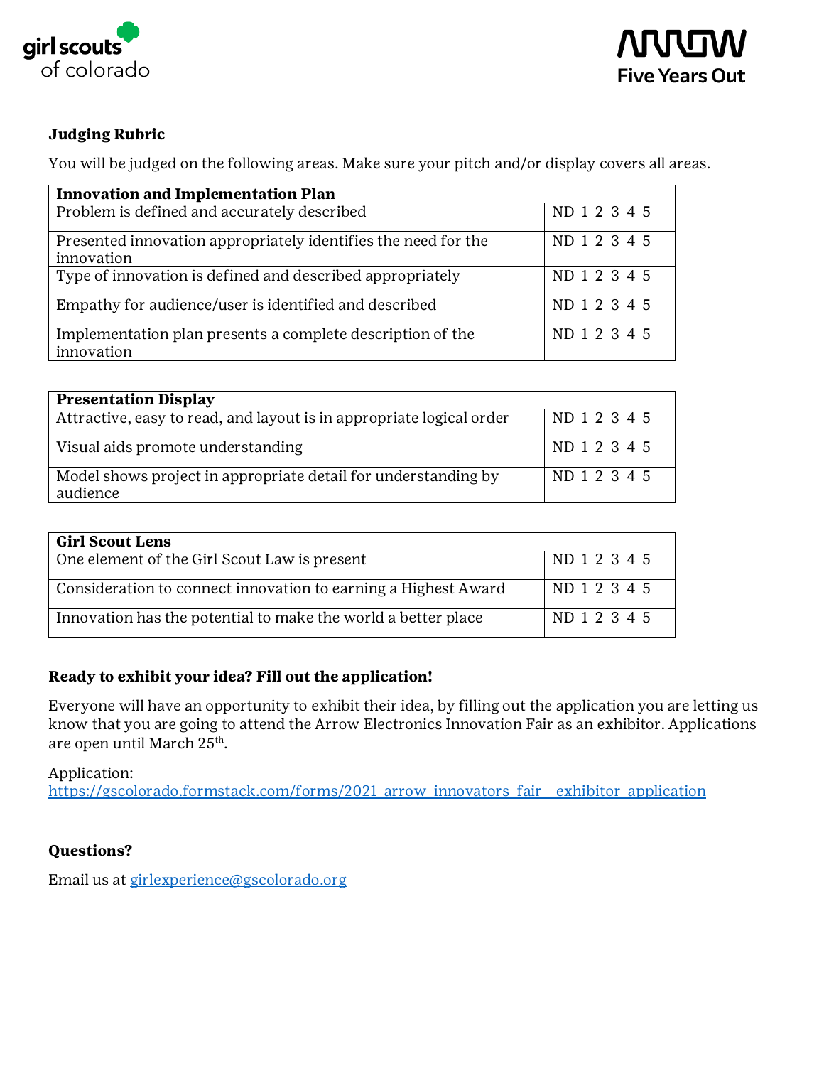## Judging Rubric

You will be judged on the following areas. Make sure your pitch and/or display covers all areas.

| **Innovation and Implementation Plan** | |
|---|---|
| Problem is defined and accurately described | ND 1 2 3 4 5 |
| Presented innovation appropriately identifies the need for the innovation | ND 1 2 3 4 5 |
| Type of innovation is defined and described appropriately | ND 1 2 3 4 5 |
| Empathy for audience/user is identified and described | ND 1 2 3 4 5 |
| Implementation plan presents a complete description of the innovation | ND 1 2 3 4 5 |

| **Presentation Display** | |
|---|---|
| Attractive, easy to read, and layout is in appropriate logical order | ND 1 2 3 4 5 |
| Visual aids promote understanding | ND 1 2 3 4 5 |
| Model shows project in appropriate detail for understanding by audience | ND 1 2 3 4 5 |

| **Girl Scout Lens** | |
|---|---|
| One element of the Girl Scout Law is present | ND 1 2 3 4 5 |
| Consideration to connect innovation to earning a Highest Award | ND 1 2 3 4 5 |
| Innovation has the potential to make the world a better place | ND 1 2 3 4 5 |

## Ready to exhibit your idea? Fill out the application!

Everyone will have an opportunity to exhibit their idea, by filling out the application you are letting us know that you are going to attend the Arrow Electronics Innovation Fair as an exhibitor. Applications are open until March 25th.

Application:
https://gscolorado.formstack.com/forms/2021_arrow_innovators_fair__exhibitor_application

## Questions?

Email us at girlexperience@gscolorado.org